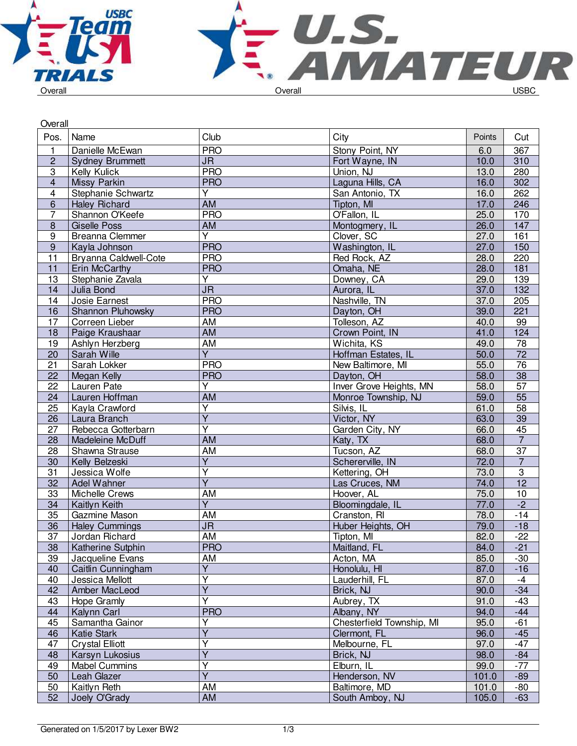Overall

| Pos. | Name | Club | City | Points | Cut |
|---|---|---|---|---|---|
| 1 | Danielle McEwan | PRO | Stony Point, NY | 6.0 | 367 |
| 2 | Sydney Brummett | JR | Fort Wayne, IN | 10.0 | 310 |
| 3 | Kelly Kulick | PRO | Union, NJ | 13.0 | 280 |
| 4 | Missy Parkin | PRO | Laguna Hills, CA | 16.0 | 302 |
| 4 | Stephanie Schwartz | Y | San Antonio, TX | 16.0 | 262 |
| 6 | Haley Richard | AM | Tipton, MI | 17.0 | 246 |
| 7 | Shannon O'Keefe | PRO | O'Fallon, IL | 25.0 | 170 |
| 8 | Giselle Poss | AM | Montogmery, IL | 26.0 | 147 |
| 9 | Breanna Clemmer | Y | Clover, SC | 27.0 | 161 |
| 9 | Kayla Johnson | PRO | Washington, IL | 27.0 | 150 |
| 11 | Bryanna Caldwell-Cote | PRO | Red Rock, AZ | 28.0 | 220 |
| 11 | Erin McCarthy | PRO | Omaha, NE | 28.0 | 181 |
| 13 | Stephanie Zavala | Y | Downey, CA | 29.0 | 139 |
| 14 | Julia Bond | JR | Aurora, IL | 37.0 | 132 |
| 14 | Josie Earnest | PRO | Nashville, TN | 37.0 | 205 |
| 16 | Shannon Pluhowsky | PRO | Dayton, OH | 39.0 | 221 |
| 17 | Correen Lieber | AM | Tolleson, AZ | 40.0 | 99 |
| 18 | Paige Kraushaar | AM | Crown Point, IN | 41.0 | 124 |
| 19 | Ashlyn Herzberg | AM | Wichita, KS | 49.0 | 78 |
| 20 | Sarah Wille | Y | Hoffman Estates, IL | 50.0 | 72 |
| 21 | Sarah Lokker | PRO | New Baltimore, MI | 55.0 | 76 |
| 22 | Megan Kelly | PRO | Dayton, OH | 58.0 | 38 |
| 22 | Lauren Pate | Y | Inver Grove Heights, MN | 58.0 | 57 |
| 24 | Lauren Hoffman | AM | Monroe Township, NJ | 59.0 | 55 |
| 25 | Kayla Crawford | Y | Silvis, IL | 61.0 | 58 |
| 26 | Laura Branch | Y | Victor, NY | 63.0 | 39 |
| 27 | Rebecca Gotterbarn | Y | Garden City, NY | 66.0 | 45 |
| 28 | Madeleine McDuff | AM | Katy, TX | 68.0 | 7 |
| 28 | Shawna Strause | AM | Tucson, AZ | 68.0 | 37 |
| 30 | Kelly Belzeski | Y | Schererville, IN | 72.0 | 7 |
| 31 | Jessica Wolfe | Y | Kettering, OH | 73.0 | 3 |
| 32 | Adel Wahner | Y | Las Cruces, NM | 74.0 | 12 |
| 33 | Michelle Crews | AM | Hoover, AL | 75.0 | 10 |
| 34 | Kaitlyn Keith | Y | Bloomingdale, IL | 77.0 | -2 |
| 35 | Gazmine Mason | AM | Cranston, RI | 78.0 | -14 |
| 36 | Haley Cummings | JR | Huber Heights, OH | 79.0 | -18 |
| 37 | Jordan Richard | AM | Tipton, MI | 82.0 | -22 |
| 38 | Katherine Sutphin | PRO | Maitland, FL | 84.0 | -21 |
| 39 | Jacqueline Evans | AM | Acton, MA | 85.0 | -30 |
| 40 | Caitlin Cunningham | Y | Honolulu, HI | 87.0 | -16 |
| 40 | Jessica Mellott | Y | Lauderhill, FL | 87.0 | -4 |
| 42 | Amber MacLeod | Y | Brick, NJ | 90.0 | -34 |
| 43 | Hope Gramly | Y | Aubrey, TX | 91.0 | -43 |
| 44 | Kalynn Carl | PRO | Albany, NY | 94.0 | -44 |
| 45 | Samantha Gainor | Y | Chesterfield Township, MI | 95.0 | -61 |
| 46 | Katie Stark | Y | Clermont, FL | 96.0 | -45 |
| 47 | Crystal Elliott | Y | Melbourne, FL | 97.0 | -47 |
| 48 | Karsyn Lukosius | Y | Brick, NJ | 98.0 | -84 |
| 49 | Mabel Cummins | Y | Elburn, IL | 99.0 | -77 |
| 50 | Leah Glazer | Y | Henderson, NV | 101.0 | -89 |
| 50 | Kaitlyn Reth | AM | Baltimore, MD | 101.0 | -80 |
| 52 | Joely O'Grady | AM | South Amboy, NJ | 105.0 | -63 |

Generated on 1/5/2017 by Lexer BW2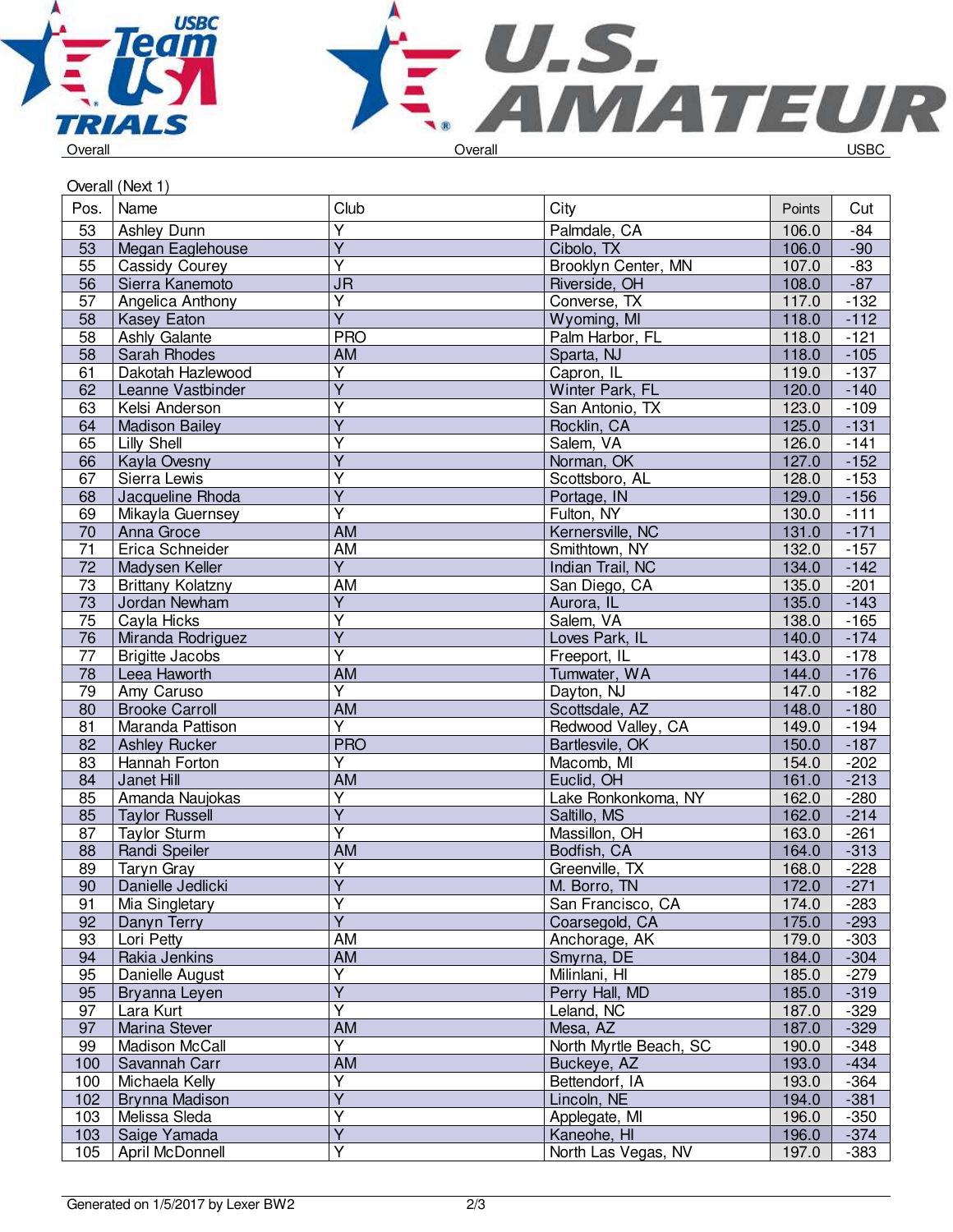Overall | Overall | USBC

Overall (Next 1)

| Pos. | Name | Club | City | Points | Cut |
|---|---|---|---|---|---|
| 53 | Ashley Dunn | Y | Palmdale, CA | 106.0 | -84 |
| 53 | Megan Eaglehouse | Y | Cibolo, TX | 106.0 | -90 |
| 55 | Cassidy Courey | Y | Brooklyn Center, MN | 107.0 | -83 |
| 56 | Sierra Kanemoto | JR | Riverside, OH | 108.0 | -87 |
| 57 | Angelica Anthony | Y | Converse, TX | 117.0 | -132 |
| 58 | Kasey Eaton | Y | Wyoming, MI | 118.0 | -112 |
| 58 | Ashly Galante | PRO | Palm Harbor, FL | 118.0 | -121 |
| 58 | Sarah Rhodes | AM | Sparta, NJ | 118.0 | -105 |
| 61 | Dakotah Hazlewood | Y | Capron, IL | 119.0 | -137 |
| 62 | Leanne Vastbinder | Y | Winter Park, FL | 120.0 | -140 |
| 63 | Kelsi Anderson | Y | San Antonio, TX | 123.0 | -109 |
| 64 | Madison Bailey | Y | Rocklin, CA | 125.0 | -131 |
| 65 | Lilly Shell | Y | Salem, VA | 126.0 | -141 |
| 66 | Kayla Ovesny | Y | Norman, OK | 127.0 | -152 |
| 67 | Sierra Lewis | Y | Scottsboro, AL | 128.0 | -153 |
| 68 | Jacqueline Rhoda | Y | Portage, IN | 129.0 | -156 |
| 69 | Mikayla Guernsey | Y | Fulton, NY | 130.0 | -111 |
| 70 | Anna Groce | AM | Kernersville, NC | 131.0 | -171 |
| 71 | Erica Schneider | AM | Smithtown, NY | 132.0 | -157 |
| 72 | Madysen Keller | Y | Indian Trail, NC | 134.0 | -142 |
| 73 | Brittany Kolatzny | AM | San Diego, CA | 135.0 | -201 |
| 73 | Jordan Newham | Y | Aurora, IL | 135.0 | -143 |
| 75 | Cayla Hicks | Y | Salem, VA | 138.0 | -165 |
| 76 | Miranda Rodriguez | Y | Loves Park, IL | 140.0 | -174 |
| 77 | Brigitte Jacobs | Y | Freeport, IL | 143.0 | -178 |
| 78 | Leea Haworth | AM | Tumwater, WA | 144.0 | -176 |
| 79 | Amy Caruso | Y | Dayton, NJ | 147.0 | -182 |
| 80 | Brooke Carroll | AM | Scottsdale, AZ | 148.0 | -180 |
| 81 | Maranda Pattison | Y | Redwood Valley, CA | 149.0 | -194 |
| 82 | Ashley Rucker | PRO | Bartlesvile, OK | 150.0 | -187 |
| 83 | Hannah Forton | Y | Macomb, MI | 154.0 | -202 |
| 84 | Janet Hill | AM | Euclid, OH | 161.0 | -213 |
| 85 | Amanda Naujokas | Y | Lake Ronkonkoma, NY | 162.0 | -280 |
| 85 | Taylor Russell | Y | Saltillo, MS | 162.0 | -214 |
| 87 | Taylor Sturm | Y | Massillon, OH | 163.0 | -261 |
| 88 | Randi Speiler | AM | Bodfish, CA | 164.0 | -313 |
| 89 | Taryn Gray | Y | Greenville, TX | 168.0 | -228 |
| 90 | Danielle Jedlicki | Y | M. Borro, TN | 172.0 | -271 |
| 91 | Mia Singletary | Y | San Francisco, CA | 174.0 | -283 |
| 92 | Danyn Terry | Y | Coarsegold, CA | 175.0 | -293 |
| 93 | Lori Petty | AM | Anchorage, AK | 179.0 | -303 |
| 94 | Rakia Jenkins | AM | Smyrna, DE | 184.0 | -304 |
| 95 | Danielle August | Y | Milinlani, HI | 185.0 | -279 |
| 95 | Bryanna Leyen | Y | Perry Hall, MD | 185.0 | -319 |
| 97 | Lara Kurt | Y | Leland, NC | 187.0 | -329 |
| 97 | Marina Stever | AM | Mesa, AZ | 187.0 | -329 |
| 99 | Madison McCall | Y | North Myrtle Beach, SC | 190.0 | -348 |
| 100 | Savannah Carr | AM | Buckeye, AZ | 193.0 | -434 |
| 100 | Michaela Kelly | Y | Bettendorf, IA | 193.0 | -364 |
| 102 | Brynna Madison | Y | Lincoln, NE | 194.0 | -381 |
| 103 | Melissa Sleda | Y | Applegate, MI | 196.0 | -350 |
| 103 | Saige Yamada | Y | Kaneohe, HI | 196.0 | -374 |
| 105 | April McDonnell | Y | North Las Vegas, NV | 197.0 | -383 |

Generated on 1/5/2017 by Lexer BW2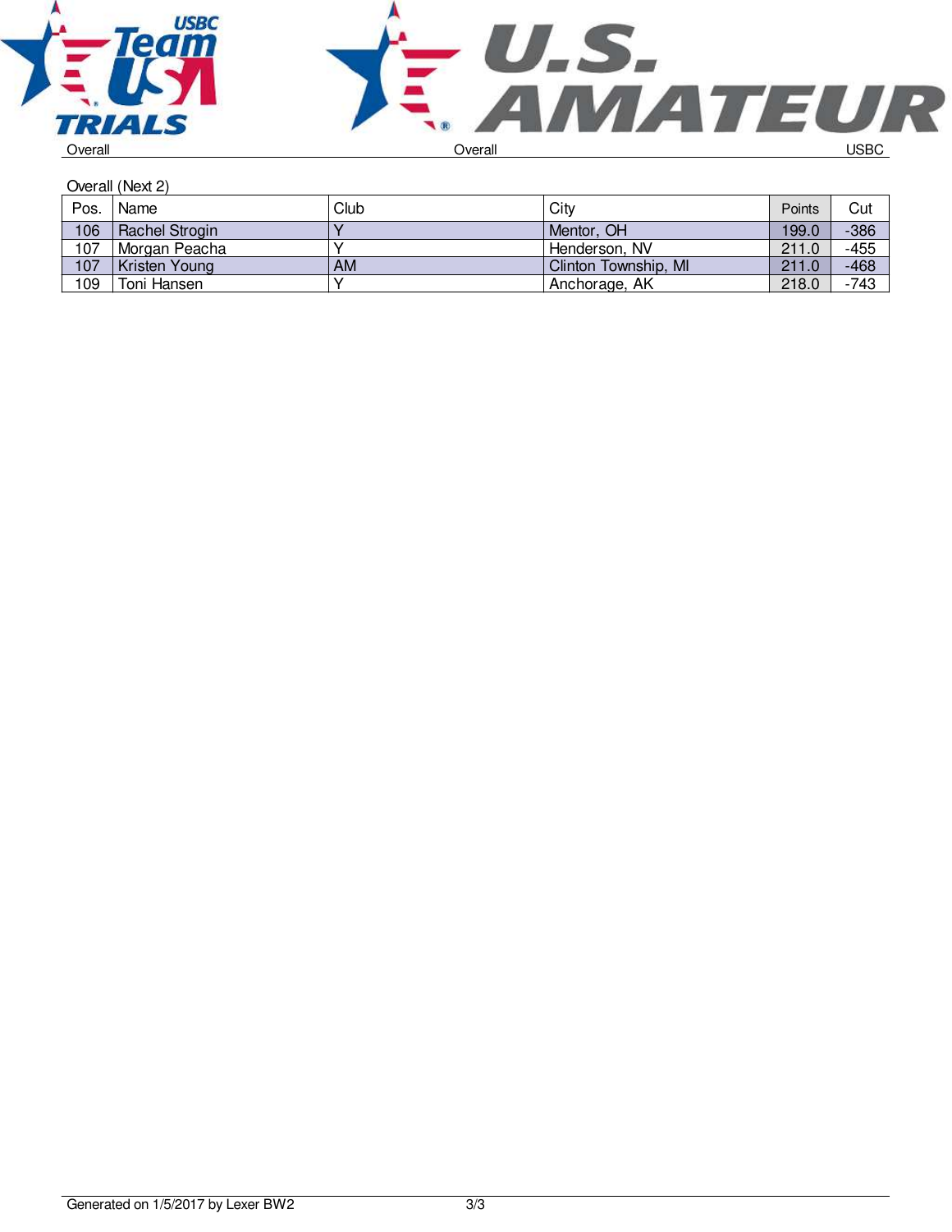Overall (Next 2)

| Pos. | Name | Club | City | Points | Cut |
|---|---|---|---|---|---|
| 106 | Rachel Strogin | Y | Mentor, OH | 199.0 | -386 |
| 107 | Morgan Peacha | Y | Henderson, NV | 211.0 | -455 |
| 107 | Kristen Young | AM | Clinton Township, MI | 211.0 | -468 |
| 109 | Toni Hansen | Y | Anchorage, AK | 218.0 | -743 |

Generated on 1/5/2017 by Lexer BW2